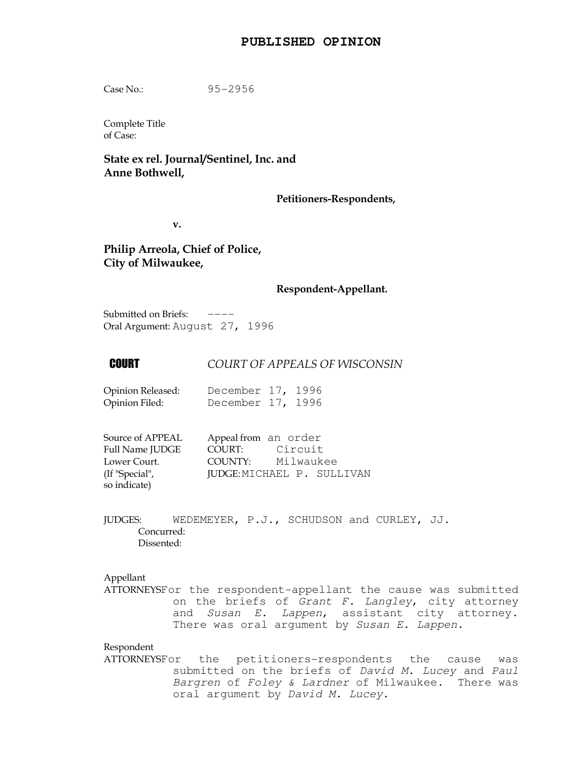# PUBLISHED OPINION

Case No.: 95-2956

Complete Title
of Case:

**State ex rel. Journal/Sentinel, Inc. and Anne Bothwell,**

**Petitioners-Respondents,**

**v.**

**Philip Arreola, Chief of Police, City of Milwaukee,**

**Respondent-Appellant.**

Submitted on Briefs: ----
Oral Argument: August 27, 1996

**COURT** *COURT OF APPEALS OF WISCONSIN*

Opinion Released: December 17, 1996
Opinion Filed: December 17, 1996

Source of APPEAL Appeal from an order
Full Name JUDGE COURT: Circuit
Lower Court. COUNTY: Milwaukee
(If "Special", JUDGE: MICHAEL P. SULLIVAN
so indicate)

JUDGES: WEDEMEYER, P.J., SCHUDSON and CURLEY, JJ.
Concurred:
Dissented:

Appellant
ATTORNEYS For the respondent-appellant the cause was submitted on the briefs of *Grant F. Langley*, city attorney and *Susan E. Lappen*, assistant city attorney. There was oral argument by *Susan E. Lappen*.

Respondent
ATTORNEYS For the petitioners-respondents the cause was submitted on the briefs of *David M. Lucey* and *Paul Bargren* of *Foley & Lardner* of Milwaukee. There was oral argument by *David M. Lucey*.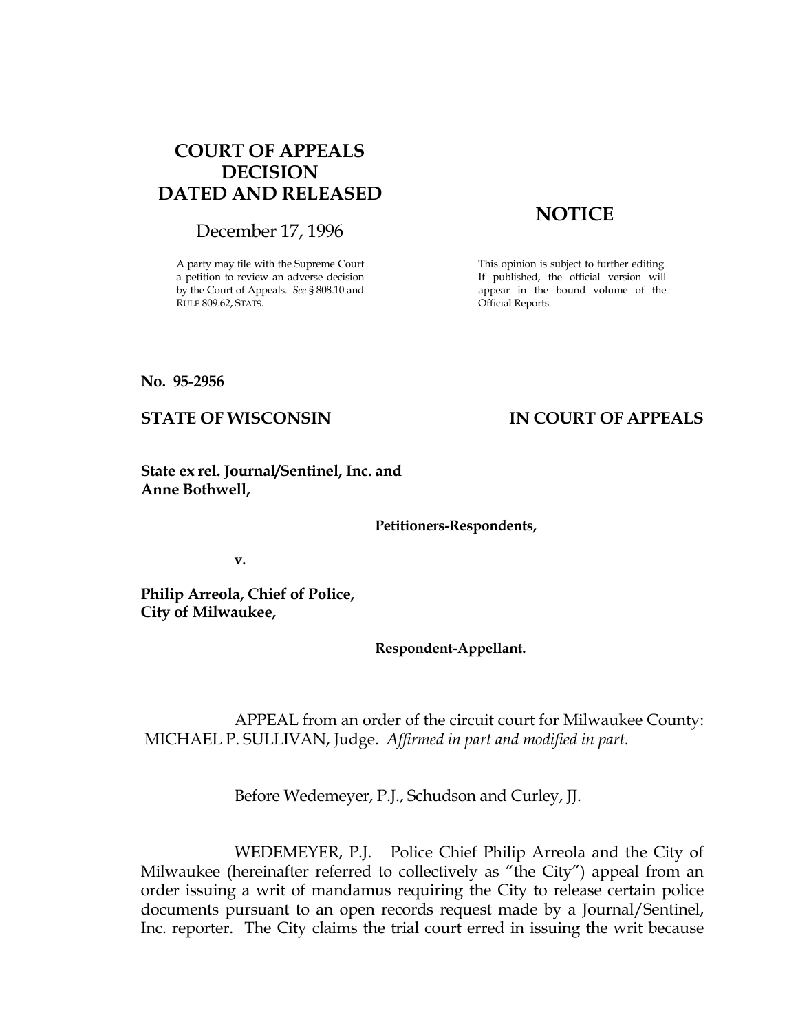# COURT OF APPEALS DECISION DATED AND RELEASED

December 17, 1996

A party may file with the Supreme Court a petition to review an adverse decision by the Court of Appeals. *See* § 808.10 and RULE 809.62, STATS.

## NOTICE

This opinion is subject to further editing. If published, the official version will appear in the bound volume of the Official Reports.

**No. 95-2956**

**STATE OF WISCONSIN** **IN COURT OF APPEALS**

**State ex rel. Journal/Sentinel, Inc. and Anne Bothwell,**

**Petitioners-Respondents,**

**v.**

**Philip Arreola, Chief of Police, City of Milwaukee,**

**Respondent-Appellant.**

APPEAL from an order of the circuit court for Milwaukee County: MICHAEL P. SULLIVAN, Judge. *Affirmed in part and modified in part*.

Before Wedemeyer, P.J., Schudson and Curley, JJ.

WEDEMEYER, P.J. Police Chief Philip Arreola and the City of Milwaukee (hereinafter referred to collectively as "the City") appeal from an order issuing a writ of mandamus requiring the City to release certain police documents pursuant to an open records request made by a Journal/Sentinel, Inc. reporter. The City claims the trial court erred in issuing the writ because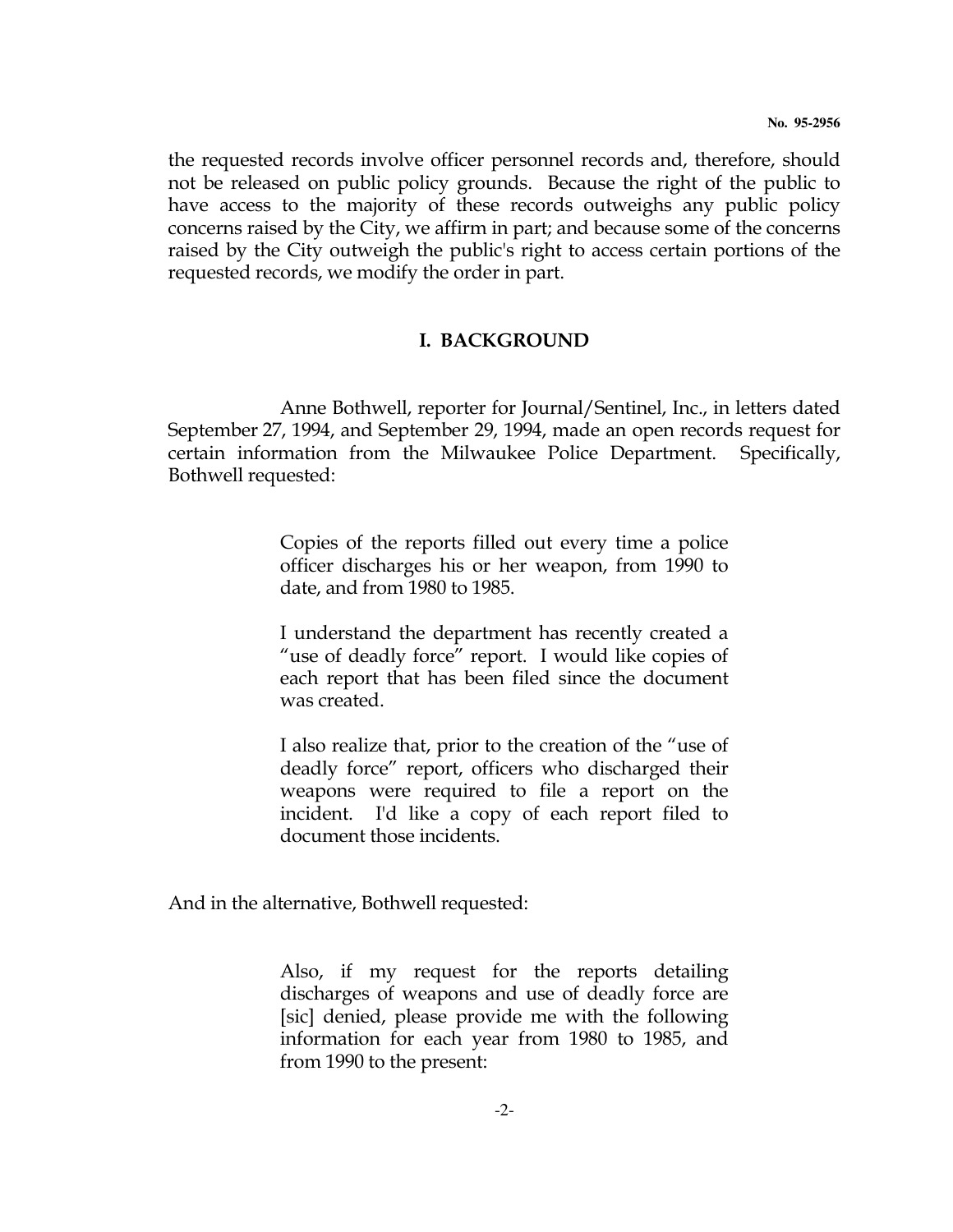the requested records involve officer personnel records and, therefore, should not be released on public policy grounds. Because the right of the public to have access to the majority of these records outweighs any public policy concerns raised by the City, we affirm in part; and because some of the concerns raised by the City outweigh the public's right to access certain portions of the requested records, we modify the order in part.

## I. BACKGROUND

Anne Bothwell, reporter for Journal/Sentinel, Inc., in letters dated September 27, 1994, and September 29, 1994, made an open records request for certain information from the Milwaukee Police Department. Specifically, Bothwell requested:

> Copies of the reports filled out every time a police officer discharges his or her weapon, from 1990 to date, and from 1980 to 1985.
>
> I understand the department has recently created a "use of deadly force" report. I would like copies of each report that has been filed since the document was created.
>
> I also realize that, prior to the creation of the "use of deadly force" report, officers who discharged their weapons were required to file a report on the incident. I'd like a copy of each report filed to document those incidents.

And in the alternative, Bothwell requested:

> Also, if my request for the reports detailing discharges of weapons and use of deadly force are [sic] denied, please provide me with the following information for each year from 1980 to 1985, and from 1990 to the present: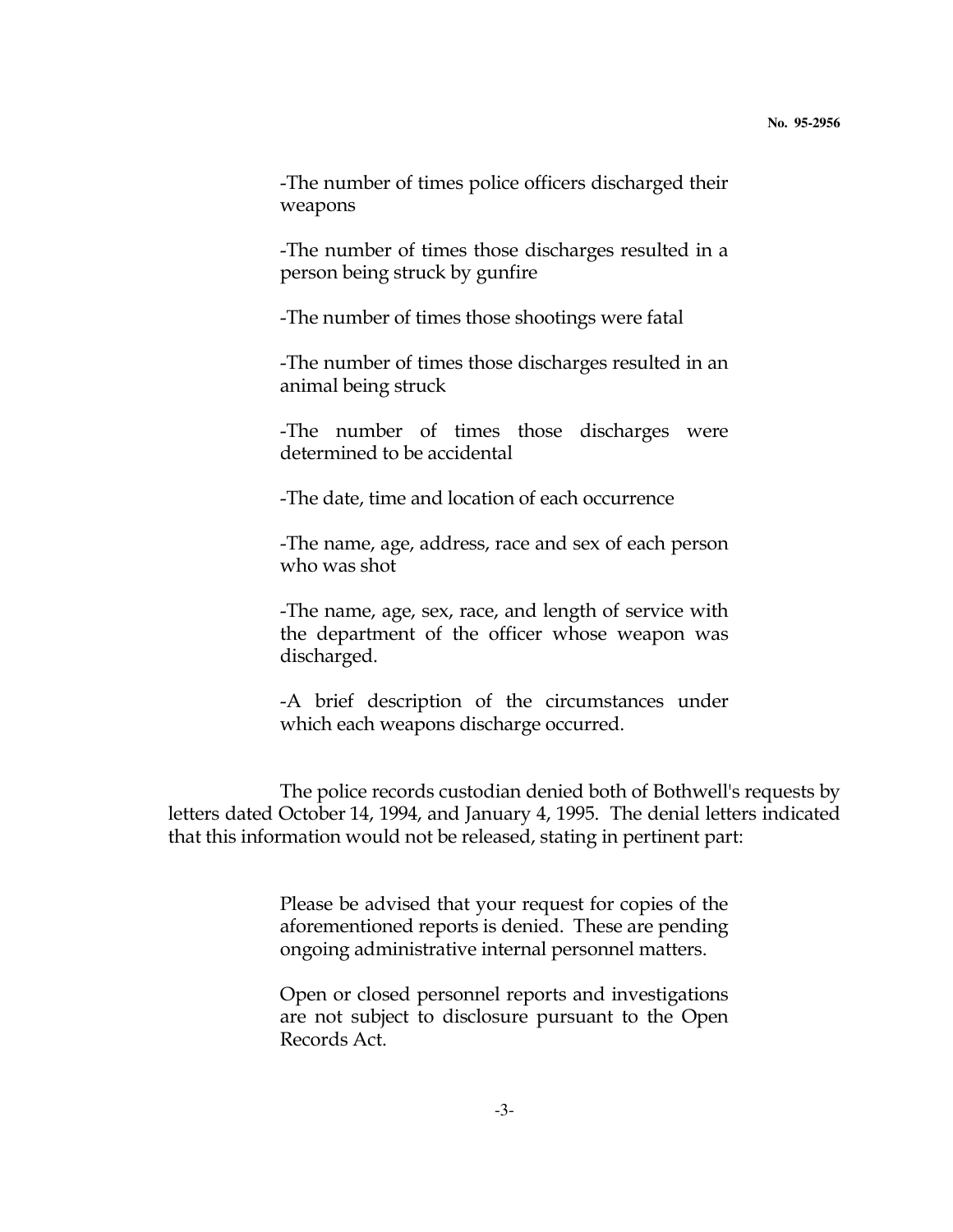> -The number of times police officers discharged their weapons
>
> -The number of times those discharges resulted in a person being struck by gunfire
>
> -The number of times those shootings were fatal
>
> -The number of times those discharges resulted in an animal being struck
>
> -The number of times those discharges were determined to be accidental
>
> -The date, time and location of each occurrence
>
> -The name, age, address, race and sex of each person who was shot
>
> -The name, age, sex, race, and length of service with the department of the officer whose weapon was discharged.
>
> -A brief description of the circumstances under which each weapons discharge occurred.

The police records custodian denied both of Bothwell's requests by letters dated October 14, 1994, and January 4, 1995. The denial letters indicated that this information would not be released, stating in pertinent part:

> Please be advised that your request for copies of the aforementioned reports is denied. These are pending ongoing administrative internal personnel matters.
>
> Open or closed personnel reports and investigations are not subject to disclosure pursuant to the Open Records Act.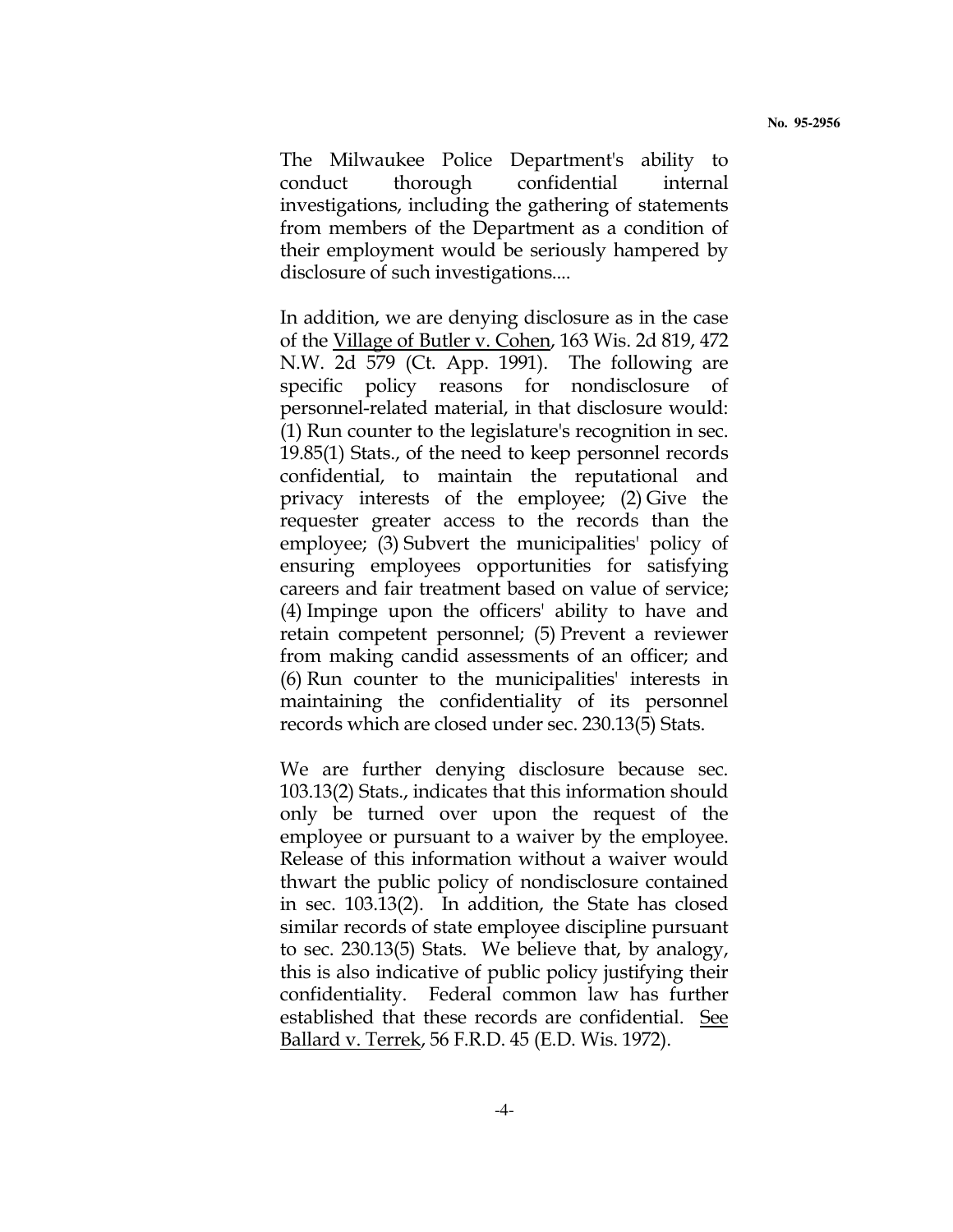The Milwaukee Police Department's ability to conduct thorough confidential internal investigations, including the gathering of statements from members of the Department as a condition of their employment would be seriously hampered by disclosure of such investigations....

In addition, we are denying disclosure as in the case of the Village of Butler v. Cohen, 163 Wis. 2d 819, 472 N.W. 2d 579 (Ct. App. 1991). The following are specific policy reasons for nondisclosure of personnel-related material, in that disclosure would: (1) Run counter to the legislature's recognition in sec. 19.85(1) Stats., of the need to keep personnel records confidential, to maintain the reputational and privacy interests of the employee; (2) Give the requester greater access to the records than the employee; (3) Subvert the municipalities' policy of ensuring employees opportunities for satisfying careers and fair treatment based on value of service; (4) Impinge upon the officers' ability to have and retain competent personnel; (5) Prevent a reviewer from making candid assessments of an officer; and (6) Run counter to the municipalities' interests in maintaining the confidentiality of its personnel records which are closed under sec. 230.13(5) Stats.

We are further denying disclosure because sec. 103.13(2) Stats., indicates that this information should only be turned over upon the request of the employee or pursuant to a waiver by the employee. Release of this information without a waiver would thwart the public policy of nondisclosure contained in sec. 103.13(2). In addition, the State has closed similar records of state employee discipline pursuant to sec. 230.13(5) Stats. We believe that, by analogy, this is also indicative of public policy justifying their confidentiality. Federal common law has further established that these records are confidential. See Ballard v. Terrek, 56 F.R.D. 45 (E.D. Wis. 1972).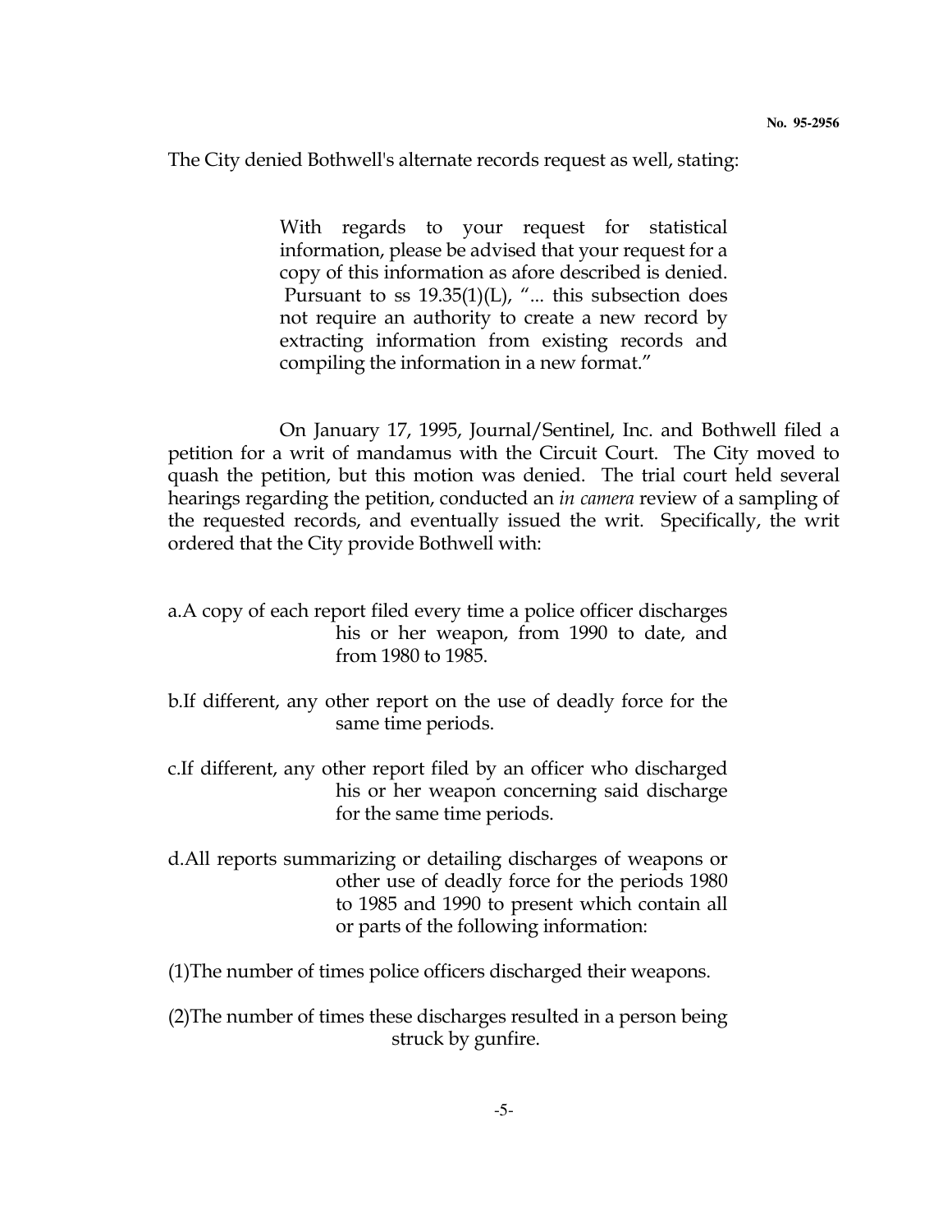The City denied Bothwell's alternate records request as well, stating:

> With regards to your request for statistical information, please be advised that your request for a copy of this information as afore described is denied. Pursuant to ss 19.35(1)(L), "... this subsection does not require an authority to create a new record by extracting information from existing records and compiling the information in a new format."

On January 17, 1995, Journal/Sentinel, Inc. and Bothwell filed a petition for a writ of mandamus with the Circuit Court. The City moved to quash the petition, but this motion was denied. The trial court held several hearings regarding the petition, conducted an *in camera* review of a sampling of the requested records, and eventually issued the writ. Specifically, the writ ordered that the City provide Bothwell with:

a. A copy of each report filed every time a police officer discharges his or her weapon, from 1990 to date, and from 1980 to 1985.

b. If different, any other report on the use of deadly force for the same time periods.

c. If different, any other report filed by an officer who discharged his or her weapon concerning said discharge for the same time periods.

d. All reports summarizing or detailing discharges of weapons or other use of deadly force for the periods 1980 to 1985 and 1990 to present which contain all or parts of the following information:

(1) The number of times police officers discharged their weapons.

(2) The number of times these discharges resulted in a person being struck by gunfire.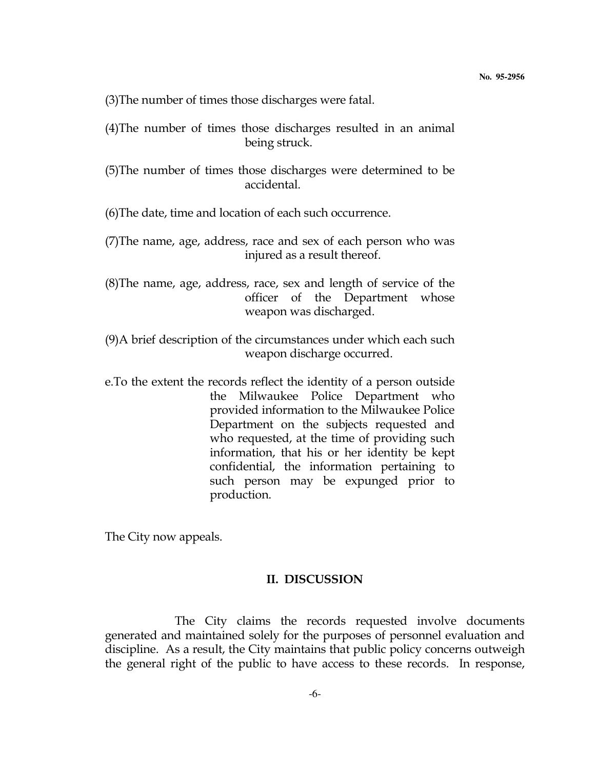(3)The number of times those discharges were fatal.

(4)The number of times those discharges resulted in an animal being struck.

(5)The number of times those discharges were determined to be accidental.

(6)The date, time and location of each such occurrence.

(7)The name, age, address, race and sex of each person who was injured as a result thereof.

(8)The name, age, address, race, sex and length of service of the officer of the Department whose weapon was discharged.

(9)A brief description of the circumstances under which each such weapon discharge occurred.

e.To the extent the records reflect the identity of a person outside the Milwaukee Police Department who provided information to the Milwaukee Police Department on the subjects requested and who requested, at the time of providing such information, that his or her identity be kept confidential, the information pertaining to such person may be expunged prior to production.

The City now appeals.

## II. DISCUSSION

The City claims the records requested involve documents generated and maintained solely for the purposes of personnel evaluation and discipline. As a result, the City maintains that public policy concerns outweigh the general right of the public to have access to these records. In response,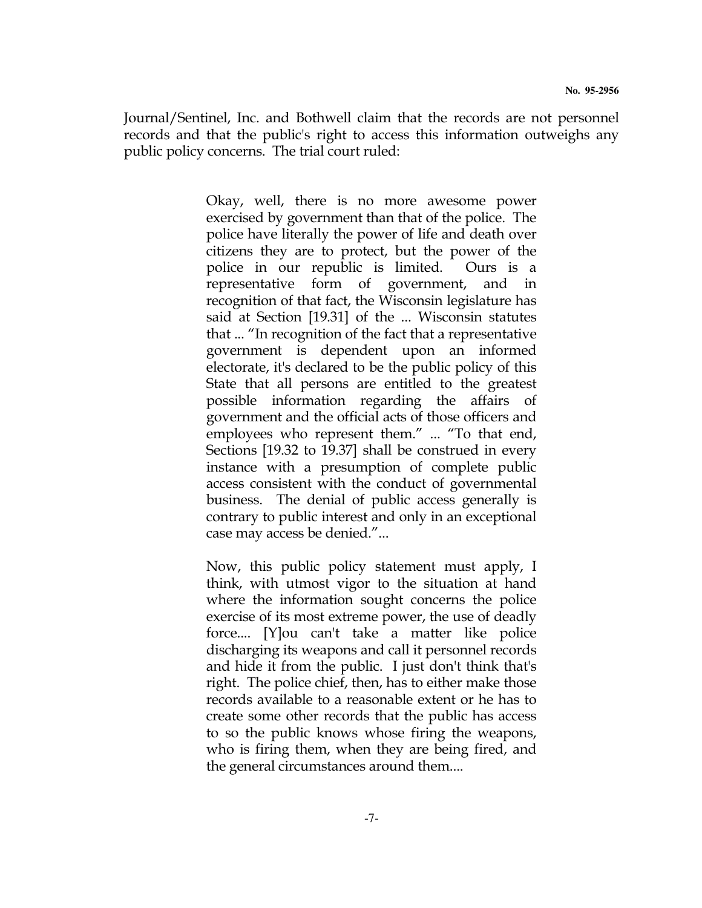Journal/Sentinel, Inc. and Bothwell claim that the records are not personnel records and that the public's right to access this information outweighs any public policy concerns. The trial court ruled:

> Okay, well, there is no more awesome power exercised by government than that of the police. The police have literally the power of life and death over citizens they are to protect, but the power of the police in our republic is limited. Ours is a representative form of government, and in recognition of that fact, the Wisconsin legislature has said at Section [19.31] of the ... Wisconsin statutes that ... "In recognition of the fact that a representative government is dependent upon an informed electorate, it's declared to be the public policy of this State that all persons are entitled to the greatest possible information regarding the affairs of government and the official acts of those officers and employees who represent them." ... "To that end, Sections [19.32 to 19.37] shall be construed in every instance with a presumption of complete public access consistent with the conduct of governmental business. The denial of public access generally is contrary to public interest and only in an exceptional case may access be denied."...
>
> Now, this public policy statement must apply, I think, with utmost vigor to the situation at hand where the information sought concerns the police exercise of its most extreme power, the use of deadly force.... [Y]ou can't take a matter like police discharging its weapons and call it personnel records and hide it from the public. I just don't think that's right. The police chief, then, has to either make those records available to a reasonable extent or he has to create some other records that the public has access to so the public knows whose firing the weapons, who is firing them, when they are being fired, and the general circumstances around them....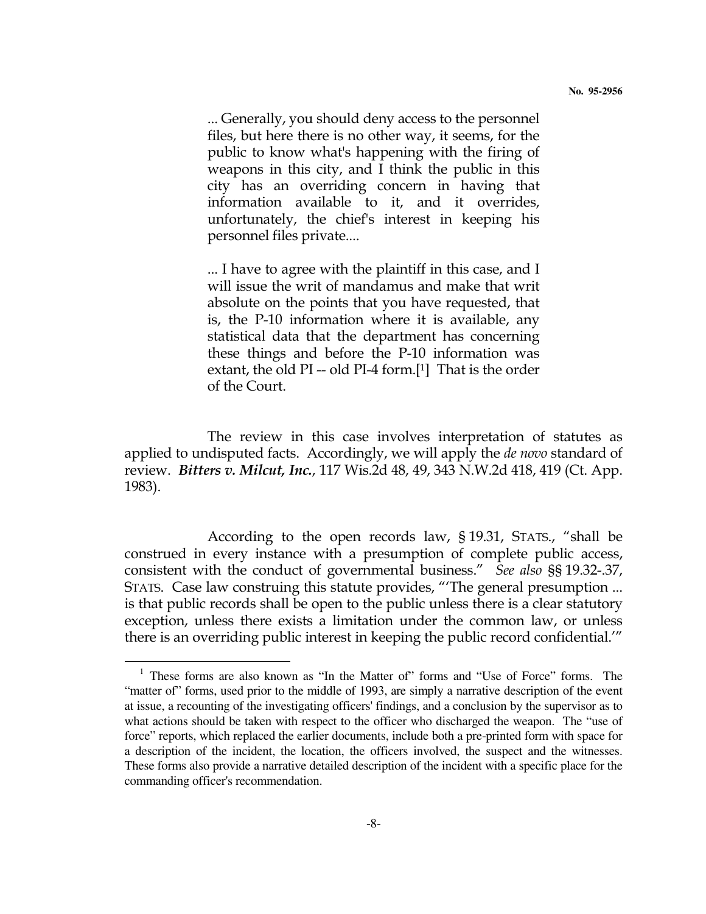> ... Generally, you should deny access to the personnel files, but here there is no other way, it seems, for the public to know what's happening with the firing of weapons in this city, and I think the public in this city has an overriding concern in having that information available to it, and it overrides, unfortunately, the chief's interest in keeping his personnel files private....
>
> ... I have to agree with the plaintiff in this case, and I will issue the writ of mandamus and make that writ absolute on the points that you have requested, that is, the P-10 information where it is available, any statistical data that the department has concerning these things and before the P-10 information was extant, the old PI -- old PI-4 form.[1] That is the order of the Court.

The review in this case involves interpretation of statutes as applied to undisputed facts. Accordingly, we will apply the *de novo* standard of review. ***Bitters v. Milcut, Inc.***, 117 Wis.2d 48, 49, 343 N.W.2d 418, 419 (Ct. App. 1983).

According to the open records law, § 19.31, STATS., "shall be construed in every instance with a presumption of complete public access, consistent with the conduct of governmental business." *See also* §§ 19.32-.37, STATS. Case law construing this statute provides, "'The general presumption ... is that public records shall be open to the public unless there is a clear statutory exception, unless there exists a limitation under the common law, or unless there is an overriding public interest in keeping the public record confidential.'"

---

[1] These forms are also known as "In the Matter of" forms and "Use of Force" forms. The "matter of" forms, used prior to the middle of 1993, are simply a narrative description of the event at issue, a recounting of the investigating officers' findings, and a conclusion by the supervisor as to what actions should be taken with respect to the officer who discharged the weapon. The "use of force" reports, which replaced the earlier documents, include both a pre-printed form with space for a description of the incident, the location, the officers involved, the suspect and the witnesses. These forms also provide a narrative detailed description of the incident with a specific place for the commanding officer's recommendation.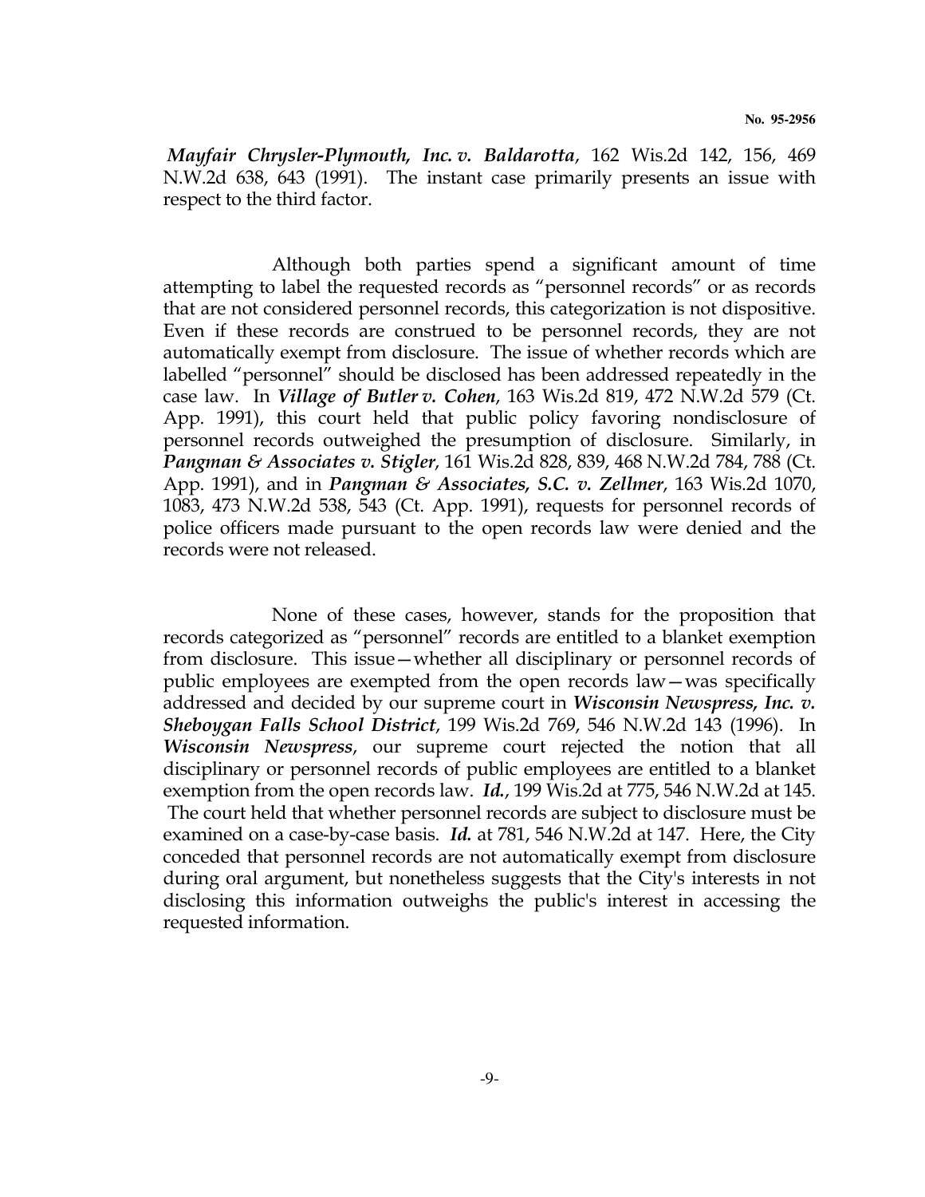*Mayfair Chrysler-Plymouth, Inc. v. Baldarotta*, 162 Wis.2d 142, 156, 469 N.W.2d 638, 643 (1991). The instant case primarily presents an issue with respect to the third factor.

Although both parties spend a significant amount of time attempting to label the requested records as "personnel records" or as records that are not considered personnel records, this categorization is not dispositive. Even if these records are construed to be personnel records, they are not automatically exempt from disclosure. The issue of whether records which are labelled "personnel" should be disclosed has been addressed repeatedly in the case law. In ***Village of Butler v. Cohen***, 163 Wis.2d 819, 472 N.W.2d 579 (Ct. App. 1991), this court held that public policy favoring nondisclosure of personnel records outweighed the presumption of disclosure. Similarly, in ***Pangman & Associates v. Stigler***, 161 Wis.2d 828, 839, 468 N.W.2d 784, 788 (Ct. App. 1991), and in ***Pangman & Associates, S.C. v. Zellmer***, 163 Wis.2d 1070, 1083, 473 N.W.2d 538, 543 (Ct. App. 1991), requests for personnel records of police officers made pursuant to the open records law were denied and the records were not released.

None of these cases, however, stands for the proposition that records categorized as "personnel" records are entitled to a blanket exemption from disclosure. This issue—whether all disciplinary or personnel records of public employees are exempted from the open records law—was specifically addressed and decided by our supreme court in ***Wisconsin Newspress, Inc. v. Sheboygan Falls School District***, 199 Wis.2d 769, 546 N.W.2d 143 (1996). In ***Wisconsin Newspress***, our supreme court rejected the notion that all disciplinary or personnel records of public employees are entitled to a blanket exemption from the open records law. ***Id.***, 199 Wis.2d at 775, 546 N.W.2d at 145. The court held that whether personnel records are subject to disclosure must be examined on a case-by-case basis. ***Id.*** at 781, 546 N.W.2d at 147. Here, the City conceded that personnel records are not automatically exempt from disclosure during oral argument, but nonetheless suggests that the City's interests in not disclosing this information outweighs the public's interest in accessing the requested information.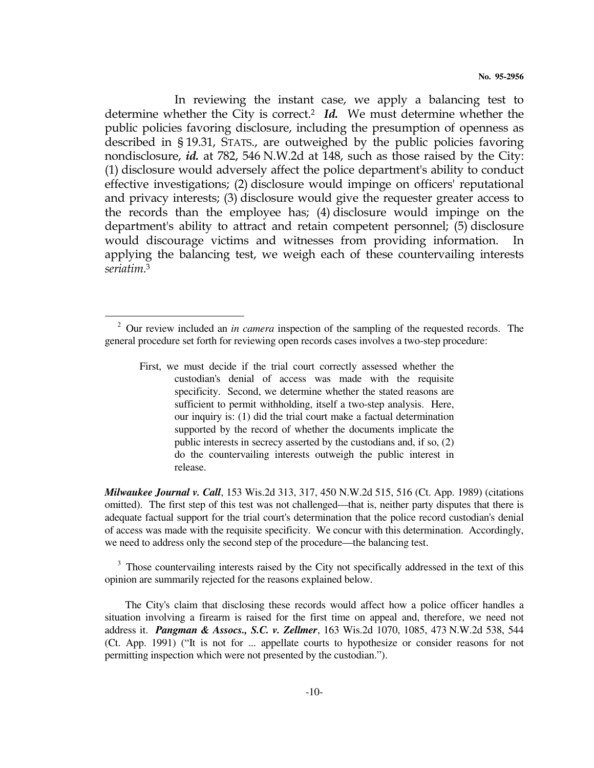In reviewing the instant case, we apply a balancing test to determine whether the City is correct.[2] ***Id.*** We must determine whether the public policies favoring disclosure, including the presumption of openness as described in § 19.31, STATS., are outweighed by the public policies favoring nondisclosure, ***id.*** at 782, 546 N.W.2d at 148, such as those raised by the City: (1) disclosure would adversely affect the police department's ability to conduct effective investigations; (2) disclosure would impinge on officers' reputational and privacy interests; (3) disclosure would give the requester greater access to the records than the employee has; (4) disclosure would impinge on the department's ability to attract and retain competent personnel; (5) disclosure would discourage victims and witnesses from providing information. In applying the balancing test, we weigh each of these countervailing interests *seriatim*.[3]

---

[2] Our review included an *in camera* inspection of the sampling of the requested records. The general procedure set forth for reviewing open records cases involves a two-step procedure:

> First, we must decide if the trial court correctly assessed whether the custodian's denial of access was made with the requisite specificity. Second, we determine whether the stated reasons are sufficient to permit withholding, itself a two-step analysis. Here, our inquiry is: (1) did the trial court make a factual determination supported by the record of whether the documents implicate the public interests in secrecy asserted by the custodians and, if so, (2) do the countervailing interests outweigh the public interest in release.

***Milwaukee Journal v. Call***, 153 Wis.2d 313, 317, 450 N.W.2d 515, 516 (Ct. App. 1989) (citations omitted). The first step of this test was not challenged—that is, neither party disputes that there is adequate factual support for the trial court's determination that the police record custodian's denial of access was made with the requisite specificity. We concur with this determination. Accordingly, we need to address only the second step of the procedure—the balancing test.

[3] Those countervailing interests raised by the City not specifically addressed in the text of this opinion are summarily rejected for the reasons explained below.

The City's claim that disclosing these records would affect how a police officer handles a situation involving a firearm is raised for the first time on appeal and, therefore, we need not address it. ***Pangman & Assocs., S.C. v. Zellmer***, 163 Wis.2d 1070, 1085, 473 N.W.2d 538, 544 (Ct. App. 1991) ("It is not for ... appellate courts to hypothesize or consider reasons for not permitting inspection which were not presented by the custodian.").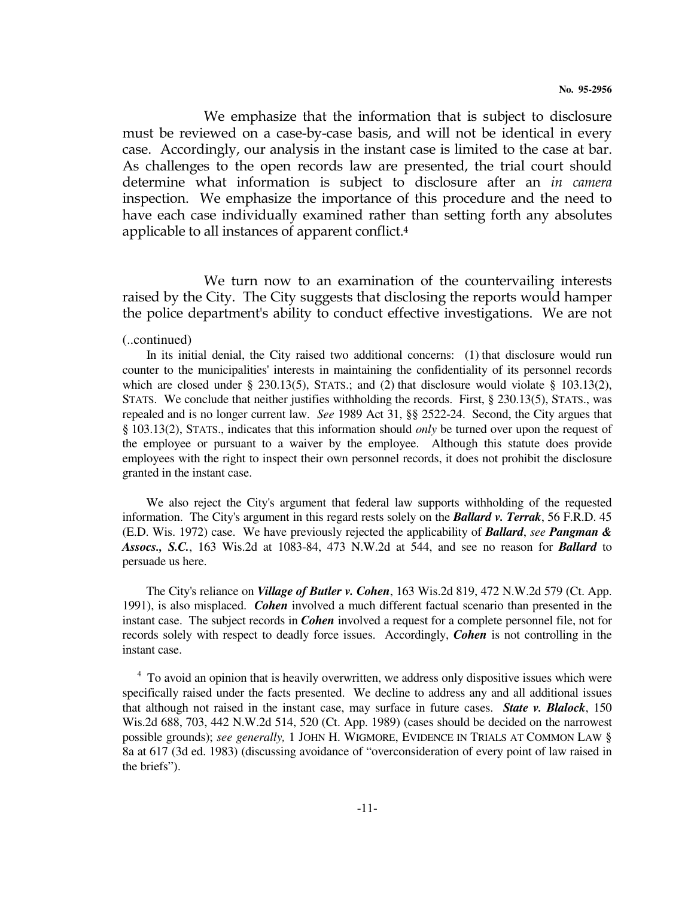We emphasize that the information that is subject to disclosure must be reviewed on a case-by-case basis, and will not be identical in every case. Accordingly, our analysis in the instant case is limited to the case at bar. As challenges to the open records law are presented, the trial court should determine what information is subject to disclosure after an *in camera* inspection. We emphasize the importance of this procedure and the need to have each case individually examined rather than setting forth any absolutes applicable to all instances of apparent conflict.[4]

We turn now to an examination of the countervailing interests raised by the City. The City suggests that disclosing the reports would hamper the police department's ability to conduct effective investigations. We are not

(..continued)

In its initial denial, the City raised two additional concerns: (1) that disclosure would run counter to the municipalities' interests in maintaining the confidentiality of its personnel records which are closed under § 230.13(5), STATS.; and (2) that disclosure would violate § 103.13(2), STATS. We conclude that neither justifies withholding the records. First, § 230.13(5), STATS., was repealed and is no longer current law. *See* 1989 Act 31, §§ 2522-24. Second, the City argues that § 103.13(2), STATS., indicates that this information should *only* be turned over upon the request of the employee or pursuant to a waiver by the employee. Although this statute does provide employees with the right to inspect their own personnel records, it does not prohibit the disclosure granted in the instant case.

We also reject the City's argument that federal law supports withholding of the requested information. The City's argument in this regard rests solely on the ***Ballard v. Terrak***, 56 F.R.D. 45 (E.D. Wis. 1972) case. We have previously rejected the applicability of ***Ballard***, *see* ***Pangman & Assocs., S.C.***, 163 Wis.2d at 1083-84, 473 N.W.2d at 544, and see no reason for ***Ballard*** to persuade us here.

The City's reliance on ***Village of Butler v. Cohen***, 163 Wis.2d 819, 472 N.W.2d 579 (Ct. App. 1991), is also misplaced. ***Cohen*** involved a much different factual scenario than presented in the instant case. The subject records in ***Cohen*** involved a request for a complete personnel file, not for records solely with respect to deadly force issues. Accordingly, ***Cohen*** is not controlling in the instant case.

[4] To avoid an opinion that is heavily overwritten, we address only dispositive issues which were specifically raised under the facts presented. We decline to address any and all additional issues that although not raised in the instant case, may surface in future cases. ***State v. Blalock***, 150 Wis.2d 688, 703, 442 N.W.2d 514, 520 (Ct. App. 1989) (cases should be decided on the narrowest possible grounds); *see generally,* 1 JOHN H. WIGMORE, EVIDENCE IN TRIALS AT COMMON LAW § 8a at 617 (3d ed. 1983) (discussing avoidance of "overconsideration of every point of law raised in the briefs").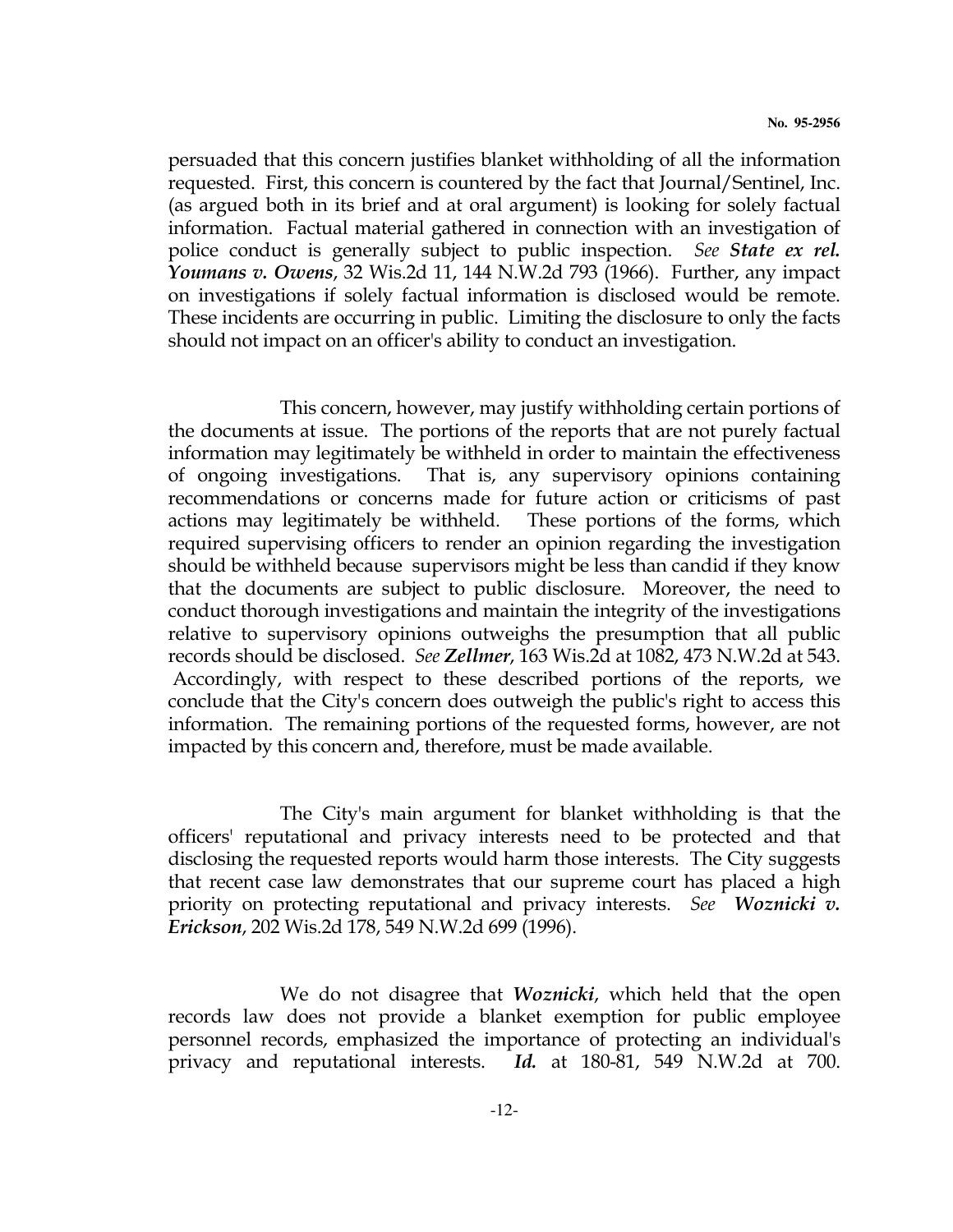persuaded that this concern justifies blanket withholding of all the information requested. First, this concern is countered by the fact that Journal/Sentinel, Inc. (as argued both in its brief and at oral argument) is looking for solely factual information. Factual material gathered in connection with an investigation of police conduct is generally subject to public inspection. *See* ***State ex rel. Youmans v. Owens***, 32 Wis.2d 11, 144 N.W.2d 793 (1966). Further, any impact on investigations if solely factual information is disclosed would be remote. These incidents are occurring in public. Limiting the disclosure to only the facts should not impact on an officer's ability to conduct an investigation.

This concern, however, may justify withholding certain portions of the documents at issue. The portions of the reports that are not purely factual information may legitimately be withheld in order to maintain the effectiveness of ongoing investigations. That is, any supervisory opinions containing recommendations or concerns made for future action or criticisms of past actions may legitimately be withheld. These portions of the forms, which required supervising officers to render an opinion regarding the investigation should be withheld because supervisors might be less than candid if they know that the documents are subject to public disclosure. Moreover, the need to conduct thorough investigations and maintain the integrity of the investigations relative to supervisory opinions outweighs the presumption that all public records should be disclosed. *See* ***Zellmer***, 163 Wis.2d at 1082, 473 N.W.2d at 543. Accordingly, with respect to these described portions of the reports, we conclude that the City's concern does outweigh the public's right to access this information. The remaining portions of the requested forms, however, are not impacted by this concern and, therefore, must be made available.

The City's main argument for blanket withholding is that the officers' reputational and privacy interests need to be protected and that disclosing the requested reports would harm those interests. The City suggests that recent case law demonstrates that our supreme court has placed a high priority on protecting reputational and privacy interests. *See* ***Woznicki v. Erickson***, 202 Wis.2d 178, 549 N.W.2d 699 (1996).

We do not disagree that ***Woznicki***, which held that the open records law does not provide a blanket exemption for public employee personnel records, emphasized the importance of protecting an individual's privacy and reputational interests. ***Id.*** at 180-81, 549 N.W.2d at 700.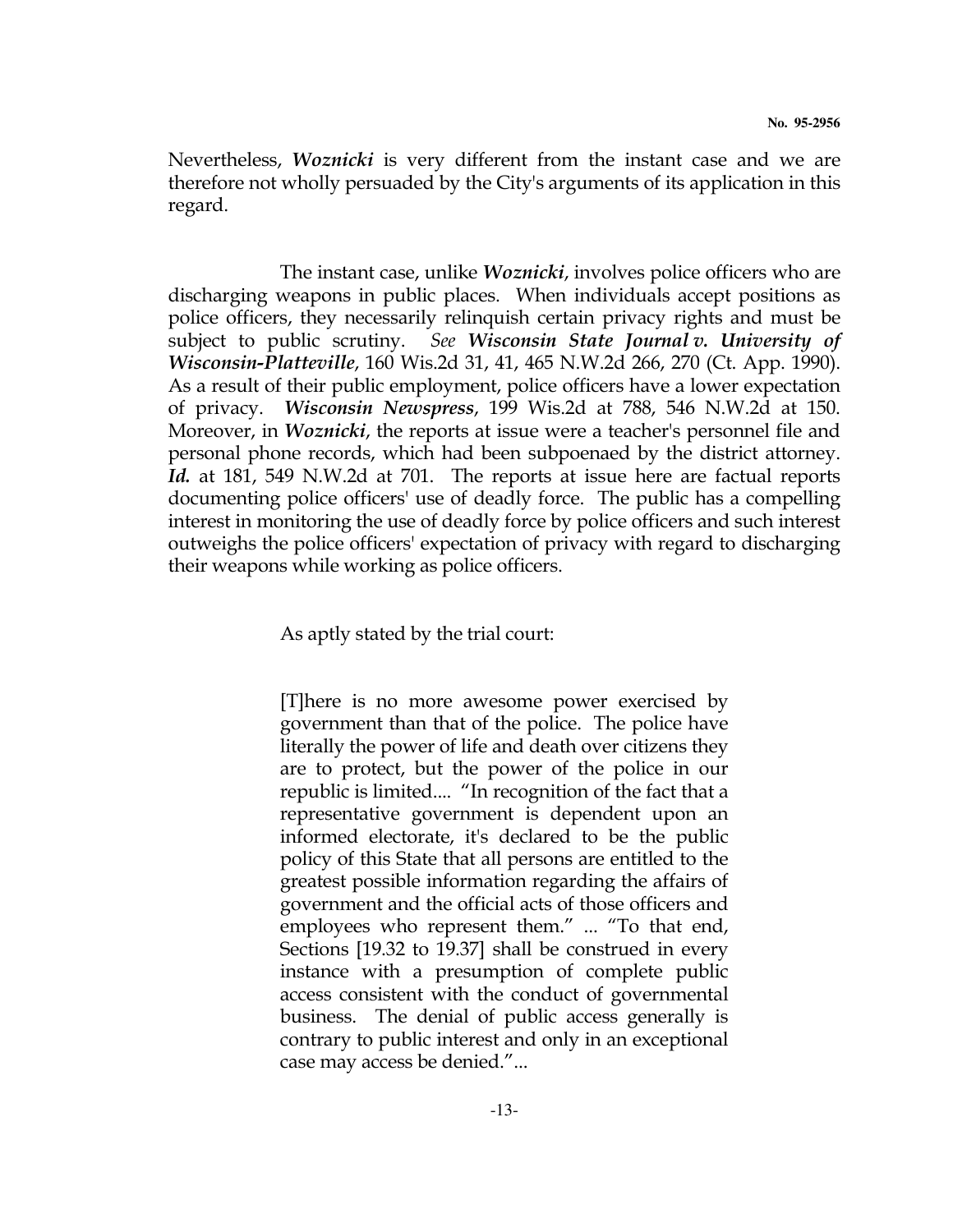Nevertheless, ***Woznicki*** is very different from the instant case and we are therefore not wholly persuaded by the City's arguments of its application in this regard.

The instant case, unlike ***Woznicki***, involves police officers who are discharging weapons in public places. When individuals accept positions as police officers, they necessarily relinquish certain privacy rights and must be subject to public scrutiny. *See* ***Wisconsin State Journal v. University of Wisconsin-Platteville***, 160 Wis.2d 31, 41, 465 N.W.2d 266, 270 (Ct. App. 1990). As a result of their public employment, police officers have a lower expectation of privacy. ***Wisconsin Newspress***, 199 Wis.2d at 788, 546 N.W.2d at 150. Moreover, in ***Woznicki***, the reports at issue were a teacher's personnel file and personal phone records, which had been subpoenaed by the district attorney. ***Id.*** at 181, 549 N.W.2d at 701. The reports at issue here are factual reports documenting police officers' use of deadly force. The public has a compelling interest in monitoring the use of deadly force by police officers and such interest outweighs the police officers' expectation of privacy with regard to discharging their weapons while working as police officers.

As aptly stated by the trial court:

> [T]here is no more awesome power exercised by government than that of the police. The police have literally the power of life and death over citizens they are to protect, but the power of the police in our republic is limited.... "In recognition of the fact that a representative government is dependent upon an informed electorate, it's declared to be the public policy of this State that all persons are entitled to the greatest possible information regarding the affairs of government and the official acts of those officers and employees who represent them." ... "To that end, Sections [19.32 to 19.37] shall be construed in every instance with a presumption of complete public access consistent with the conduct of governmental business. The denial of public access generally is contrary to public interest and only in an exceptional case may access be denied."...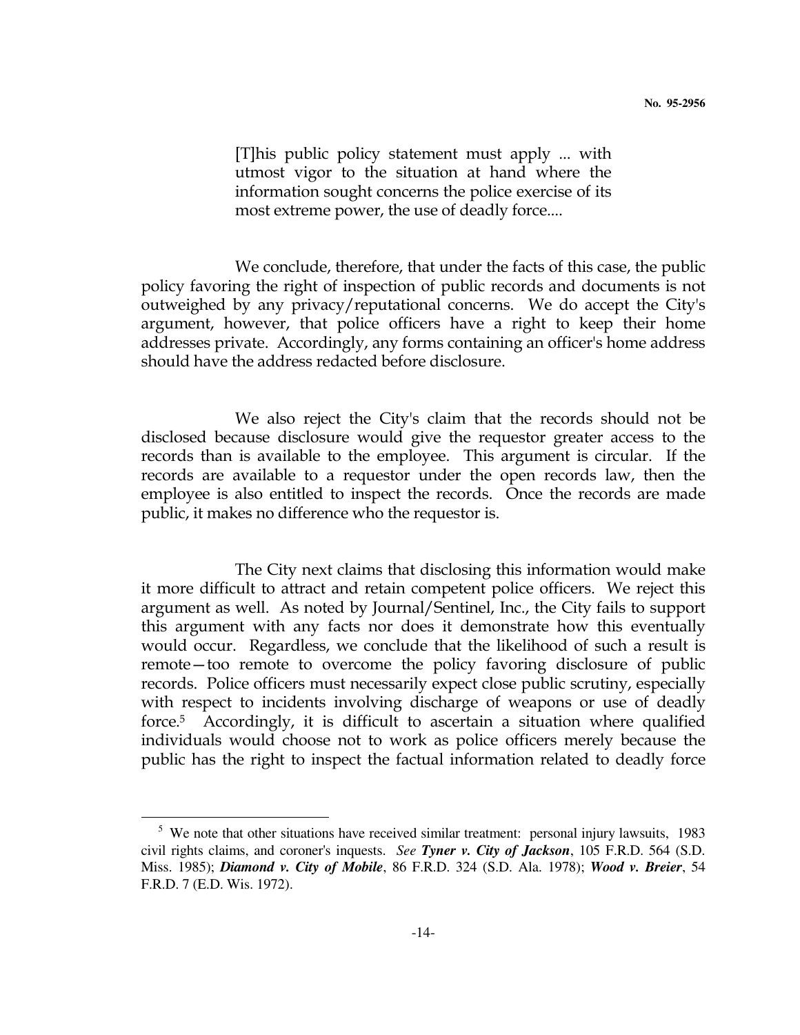> [T]his public policy statement must apply ... with utmost vigor to the situation at hand where the information sought concerns the police exercise of its most extreme power, the use of deadly force....

We conclude, therefore, that under the facts of this case, the public policy favoring the right of inspection of public records and documents is not outweighed by any privacy/reputational concerns. We do accept the City's argument, however, that police officers have a right to keep their home addresses private. Accordingly, any forms containing an officer's home address should have the address redacted before disclosure.

We also reject the City's claim that the records should not be disclosed because disclosure would give the requestor greater access to the records than is available to the employee. This argument is circular. If the records are available to a requestor under the open records law, then the employee is also entitled to inspect the records. Once the records are made public, it makes no difference who the requestor is.

The City next claims that disclosing this information would make it more difficult to attract and retain competent police officers. We reject this argument as well. As noted by Journal/Sentinel, Inc., the City fails to support this argument with any facts nor does it demonstrate how this eventually would occur. Regardless, we conclude that the likelihood of such a result is remote—too remote to overcome the policy favoring disclosure of public records. Police officers must necessarily expect close public scrutiny, especially with respect to incidents involving discharge of weapons or use of deadly force.[5] Accordingly, it is difficult to ascertain a situation where qualified individuals would choose not to work as police officers merely because the public has the right to inspect the factual information related to deadly force

---

[5] We note that other situations have received similar treatment: personal injury lawsuits, 1983 civil rights claims, and coroner's inquests. *See* ***Tyner v. City of Jackson***, 105 F.R.D. 564 (S.D. Miss. 1985); ***Diamond v. City of Mobile***, 86 F.R.D. 324 (S.D. Ala. 1978); ***Wood v. Breier***, 54 F.R.D. 7 (E.D. Wis. 1972).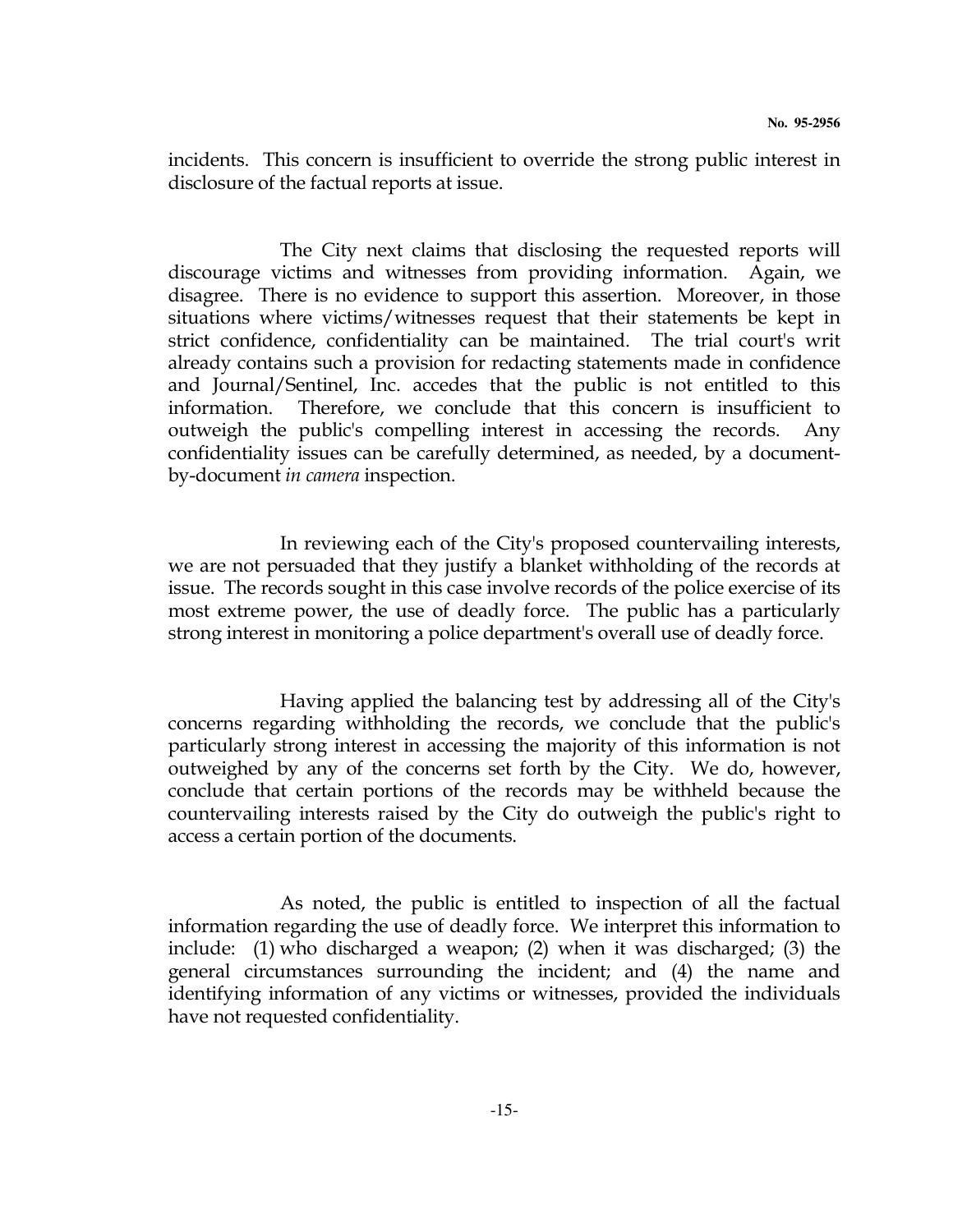incidents. This concern is insufficient to override the strong public interest in disclosure of the factual reports at issue.

The City next claims that disclosing the requested reports will discourage victims and witnesses from providing information. Again, we disagree. There is no evidence to support this assertion. Moreover, in those situations where victims/witnesses request that their statements be kept in strict confidence, confidentiality can be maintained. The trial court's writ already contains such a provision for redacting statements made in confidence and Journal/Sentinel, Inc. accedes that the public is not entitled to this information. Therefore, we conclude that this concern is insufficient to outweigh the public's compelling interest in accessing the records. Any confidentiality issues can be carefully determined, as needed, by a document-by-document *in camera* inspection.

In reviewing each of the City's proposed countervailing interests, we are not persuaded that they justify a blanket withholding of the records at issue. The records sought in this case involve records of the police exercise of its most extreme power, the use of deadly force. The public has a particularly strong interest in monitoring a police department's overall use of deadly force.

Having applied the balancing test by addressing all of the City's concerns regarding withholding the records, we conclude that the public's particularly strong interest in accessing the majority of this information is not outweighed by any of the concerns set forth by the City. We do, however, conclude that certain portions of the records may be withheld because the countervailing interests raised by the City do outweigh the public's right to access a certain portion of the documents.

As noted, the public is entitled to inspection of all the factual information regarding the use of deadly force. We interpret this information to include: (1) who discharged a weapon; (2) when it was discharged; (3) the general circumstances surrounding the incident; and (4) the name and identifying information of any victims or witnesses, provided the individuals have not requested confidentiality.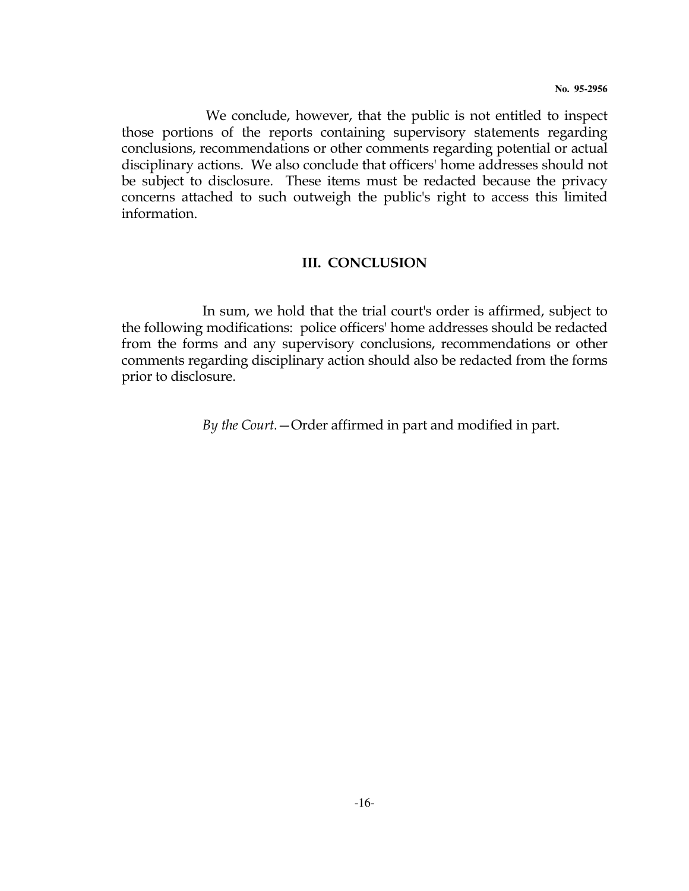We conclude, however, that the public is not entitled to inspect those portions of the reports containing supervisory statements regarding conclusions, recommendations or other comments regarding potential or actual disciplinary actions. We also conclude that officers' home addresses should not be subject to disclosure. These items must be redacted because the privacy concerns attached to such outweigh the public's right to access this limited information.

## III. CONCLUSION

In sum, we hold that the trial court's order is affirmed, subject to the following modifications: police officers' home addresses should be redacted from the forms and any supervisory conclusions, recommendations or other comments regarding disciplinary action should also be redacted from the forms prior to disclosure.

*By the Court.*—Order affirmed in part and modified in part.